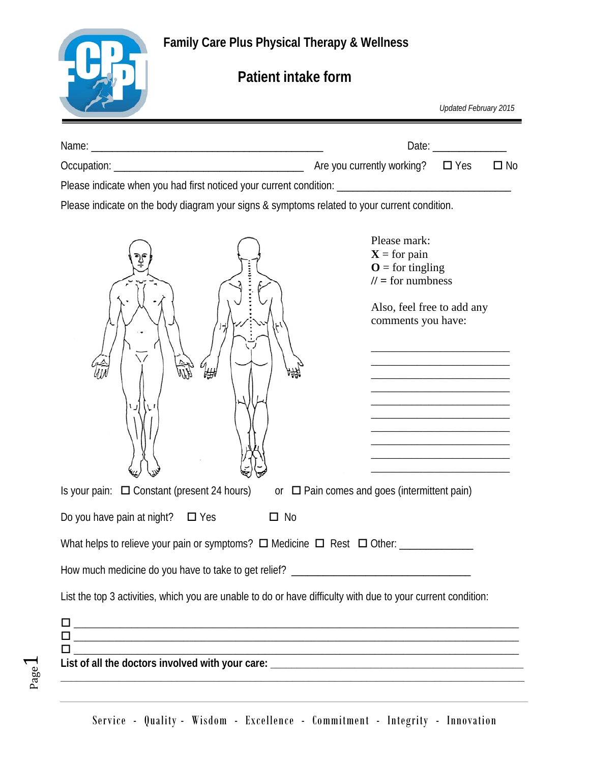# Family Care Plus Physical Therapy & Wellness

## Patient intake form

*Updated February 2015*

Name: ____________________________________________ Date: _____________

Occupation: ____________________________________ Are you currently working? ☐ Yes ☐ No

Please indicate when you had first noticed your current condition: _________________________________

Please indicate on the body diagram your signs & symptoms related to your current condition.

Please mark:
**X** = for pain
**O** = for tingling
// = for numbness

Also, feel free to add any comments you have:

__________________________
__________________________
__________________________
__________________________
__________________________
__________________________
__________________________
__________________________
__________________________

Is your pain: ☐ Constant (present 24 hours) or ☐ Pain comes and goes (intermittent pain)

Do you have pain at night? ☐ Yes ☐ No

What helps to relieve your pain or symptoms? ☐ Medicine ☐ Rest ☐ Other: _____________

How much medicine do you have to take to get relief? __________________________________

List the top 3 activities, which you are unable to do or have difficulty with due to your current condition:

☐ ________________________________________________________________________________
☐ ________________________________________________________________________________
☐ ________________________________________________________________________________

**List of all the doctors involved with your care:** ________________________________________________
_____________________________________________________________________________________

Service - Quality - Wisdom - Excellence - Commitment - Integrity - Innovation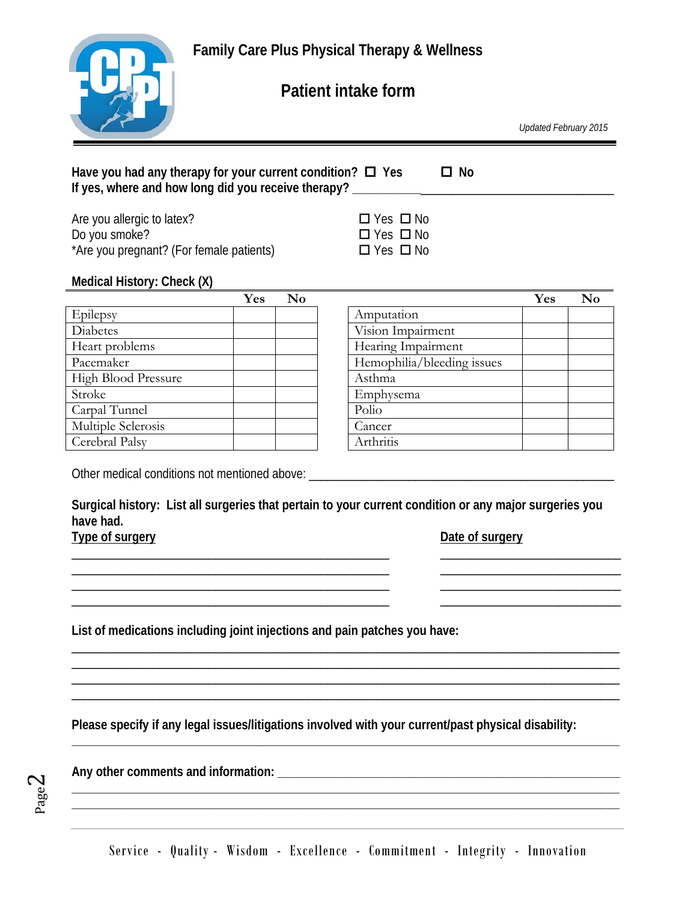# Family Care Plus Physical Therapy & Wellness

## Patient intake form

*Updated February 2015*

**Have you had any therapy for your current condition? ☐ Yes ☐ No**
**If yes, where and how long did you receive therapy? ___________________________________________**

Are you allergic to latex? ☐ Yes ☐ No
Do you smoke? ☐ Yes ☐ No
*Are you pregnant? (For female patients) ☐ Yes ☐ No

**Medical History: Check (X)**

| | Yes | No | | Yes | No |
|---|---|---|---|---|---|
| Epilepsy | | | Amputation | | |
| Diabetes | | | Vision Impairment | | |
| Heart problems | | | Hearing Impairment | | |
| Pacemaker | | | Hemophilia/bleeding issues | | |
| High Blood Pressure | | | Asthma | | |
| Stroke | | | Emphysema | | |
| Carpal Tunnel | | | Polio | | |
| Multiple Sclerosis | | | Cancer | | |
| Cerebral Palsy | | | Arthritis | | |

Other medical conditions not mentioned above: ___________________________________________

**Surgical history: List all surgeries that pertain to your current condition or any major surgeries you have had.**

**Type of surgery** **Date of surgery**

___________________________________________ ________________________
___________________________________________ ________________________
___________________________________________ ________________________
___________________________________________ ________________________

**List of medications including joint injections and pain patches you have:**

___________________________________________________________________________
___________________________________________________________________________
___________________________________________________________________________
___________________________________________________________________________

**Please specify if any legal issues/litigations involved with your current/past physical disability:**

___________________________________________________________________________

**Any other comments and information:** ___________________________________________
___________________________________________________________________________
___________________________________________________________________________

Service - Quality - Wisdom - Excellence - Commitment - Integrity - Innovation